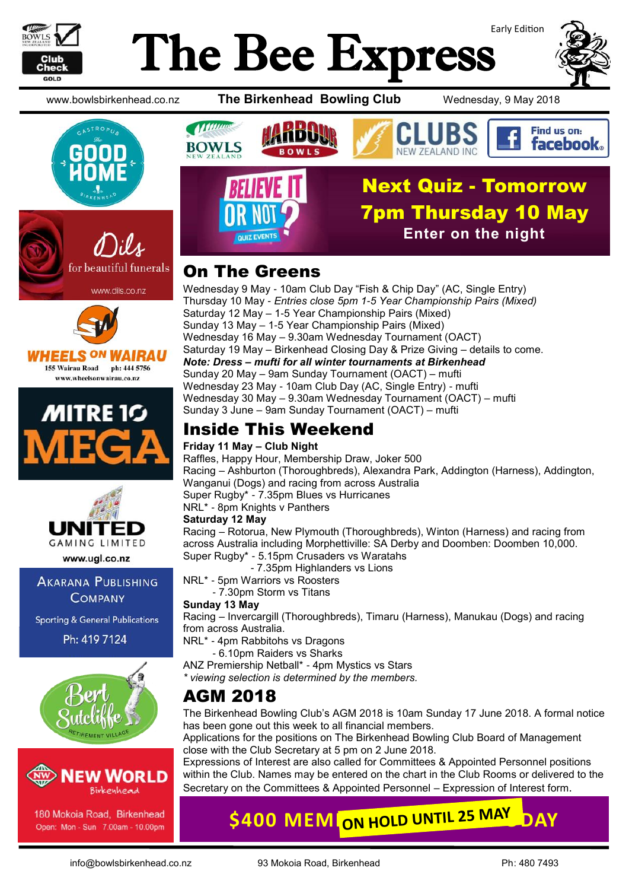# The Bee Express

Early Edition

www.bowlsbirkenhead.co.nz **The Birkenhead Bowling Club** Wednesday, 9 May 2018

## Next Quiz - Tomorrow
## 7pm Thursday 10 May
**Enter on the night**

## On The Greens

Wednesday 9 May - 10am Club Day "Fish & Chip Day" (AC, Single Entry)
Thursday 10 May - *Entries close 5pm 1-5 Year Championship Pairs (Mixed)*
Saturday 12 May – 1-5 Year Championship Pairs (Mixed)
Sunday 13 May – 1-5 Year Championship Pairs (Mixed)
Wednesday 16 May – 9.30am Wednesday Tournament (OACT)
Saturday 19 May – Birkenhead Closing Day & Prize Giving – details to come.
***Note: Dress – mufti for all winter tournaments at Birkenhead***
Sunday 20 May – 9am Sunday Tournament (OACT) – mufti
Wednesday 23 May - 10am Club Day (AC, Single Entry) - mufti
Wednesday 30 May – 9.30am Wednesday Tournament (OACT) – mufti
Sunday 3 June – 9am Sunday Tournament (OACT) – mufti

## Inside This Weekend

**Friday 11 May – Club Night**
Raffles, Happy Hour, Membership Draw, Joker 500
Racing – Ashburton (Thoroughbreds), Alexandra Park, Addington (Harness), Addington, Wanganui (Dogs) and racing from across Australia
Super Rugby* - 7.35pm Blues vs Hurricanes
NRL* - 8pm Knights v Panthers

**Saturday 12 May**
Racing – Rotorua, New Plymouth (Thoroughbreds), Winton (Harness) and racing from across Australia including Morphettiville: SA Derby and Doomben: Doomben 10,000.
Super Rugby* - 5.15pm Crusaders vs Waratahs
- 7.35pm Highlanders vs Lions

NRL* - 5pm Warriors vs Roosters
- 7.30pm Storm vs Titans

**Sunday 13 May**
Racing – Invercargill (Thoroughbreds), Timaru (Harness), Manukau (Dogs) and racing from across Australia.
NRL* - 4pm Rabbitohs vs Dragons
- 6.10pm Raiders vs Sharks

ANZ Premiership Netball* - 4pm Mystics vs Stars
*\* viewing selection is determined by the members.*

## AGM 2018

The Birkenhead Bowling Club's AGM 2018 is 10am Sunday 17 June 2018. A formal notice has been gone out this week to all financial members.
Applications for the positions on The Birkenhead Bowling Club Board of Management close with the Club Secretary at 5 pm on 2 June 2018.
Expressions of Interest are also called for Committees & Appointed Personnel positions within the Club. Names may be entered on the chart in the Club Rooms or delivered to the Secretary on the Committees & Appointed Personnel – Expression of Interest form.

**$400 MEM... DAY** — **ON HOLD UNTIL 25 MAY**

Gastropub The Good Home Birkenhead

Dils for beautiful funerals — www.dils.co.nz

Wheels on Wairau — 155 Wairau Road ph: 444 5756 — www.wheelsonwairau.co.nz

Mitre 10 Mega

United Gaming Limited — www.ugl.co.nz

Akarana Publishing Company — Sporting & General Publications — Ph: 419 7124

Bert Sutcliffe Retirement Village

New World Birkenhead — 180 Mokoia Road, Birkenhead — Open: Mon - Sun 7.00am - 10.00pm

info@bowlsbirkenhead.co.nz 93 Mokoia Road, Birkenhead Ph: 480 7493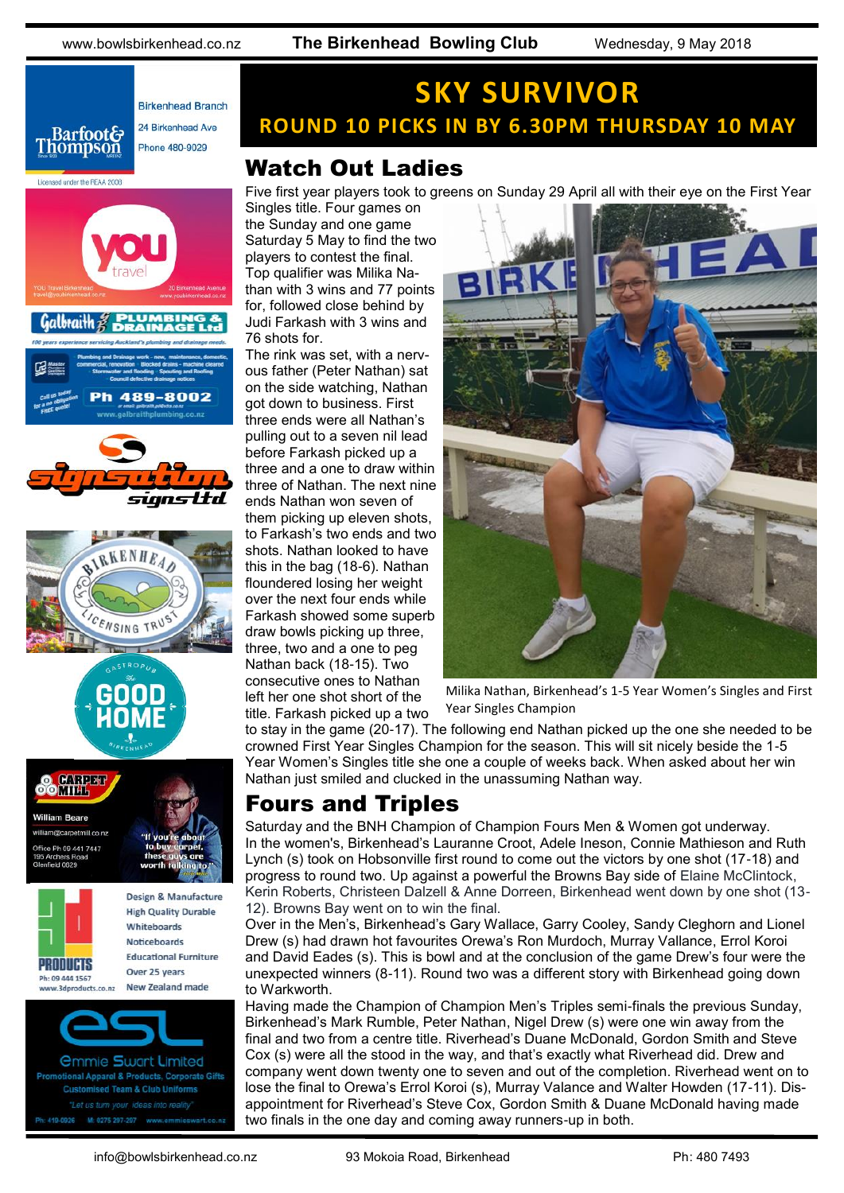# SKY SURVIVOR

## ROUND 10 PICKS IN BY 6.30PM THURSDAY 10 MAY

## Watch Out Ladies

Five first year players took to greens on Sunday 29 April all with their eye on the First Year Singles title. Four games on the Sunday and one game Saturday 5 May to find the two players to contest the final. Top qualifier was Milika Nathan with 3 wins and 77 points for, followed close behind by Judi Farkash with 3 wins and 76 shots for.

The rink was set, with a nervous father (Peter Nathan) sat on the side watching, Nathan got down to business. First three ends were all Nathan's pulling out to a seven nil lead before Farkash picked up a three and a one to draw within three of Nathan. The next nine ends Nathan won seven of them picking up eleven shots, to Farkash's two ends and two shots. Nathan looked to have this in the bag (18-6). Nathan floundered losing her weight over the next four ends while Farkash showed some superb draw bowls picking up three, three, two and a one to peg Nathan back (18-15). Two consecutive ones to Nathan left her one shot short of the title. Farkash picked up a two to stay in the game (20-17). The following end Nathan picked up the one she needed to be crowned First Year Singles Champion for the season. This will sit nicely beside the 1-5 Year Women's Singles title she one a couple of weeks back. When asked about her win Nathan just smiled and clucked in the unassuming Nathan way.

Milika Nathan, Birkenhead's 1-5 Year Women's Singles and First Year Singles Champion

## Fours and Triples

Saturday and the BNH Champion of Champion Fours Men & Women got underway.

In the women's, Birkenhead's Lauranne Croot, Adele Ineson, Connie Mathieson and Ruth Lynch (s) took on Hobsonville first round to come out the victors by one shot (17-18) and progress to round two. Up against a powerful the Browns Bay side of Elaine McClintock, Kerin Roberts, Christeen Dalzell & Anne Doreen, Birkenhead went down by one shot (13-12). Browns Bay went on to win the final.

Over in the Men's, Birkenhead's Gary Wallace, Garry Cooley, Sandy Cleghorn and Lionel Drew (s) had drawn hot favourites Orewa's Ron Murdoch, Murray Vallance, Errol Koroi and David Eades (s). This is bowl and at the conclusion of the game Drew's four were the unexpected winners (8-11). Round two was a different story with Birkenhead going down to Warkworth.

Having made the Champion of Champion Men's Triples semi-finals the previous Sunday, Birkenhead's Mark Rumble, Peter Nathan, Nigel Drew (s) were one win away from the final and two from a centre title. Riverhead's Duane McDonald, Gordon Smith and Steve Cox (s) were all the stood in the way, and that's exactly what Riverhead did. Drew and company went down twenty one to seven and out of the completion. Riverhead went on to lose the final to Orewa's Errol Koroi (s), Murray Valance and Walter Howden (17-11). Disappointment for Riverhead's Steve Cox, Gordon Smith & Duane McDonald having made two finals in the one day and coming away runners-up in both.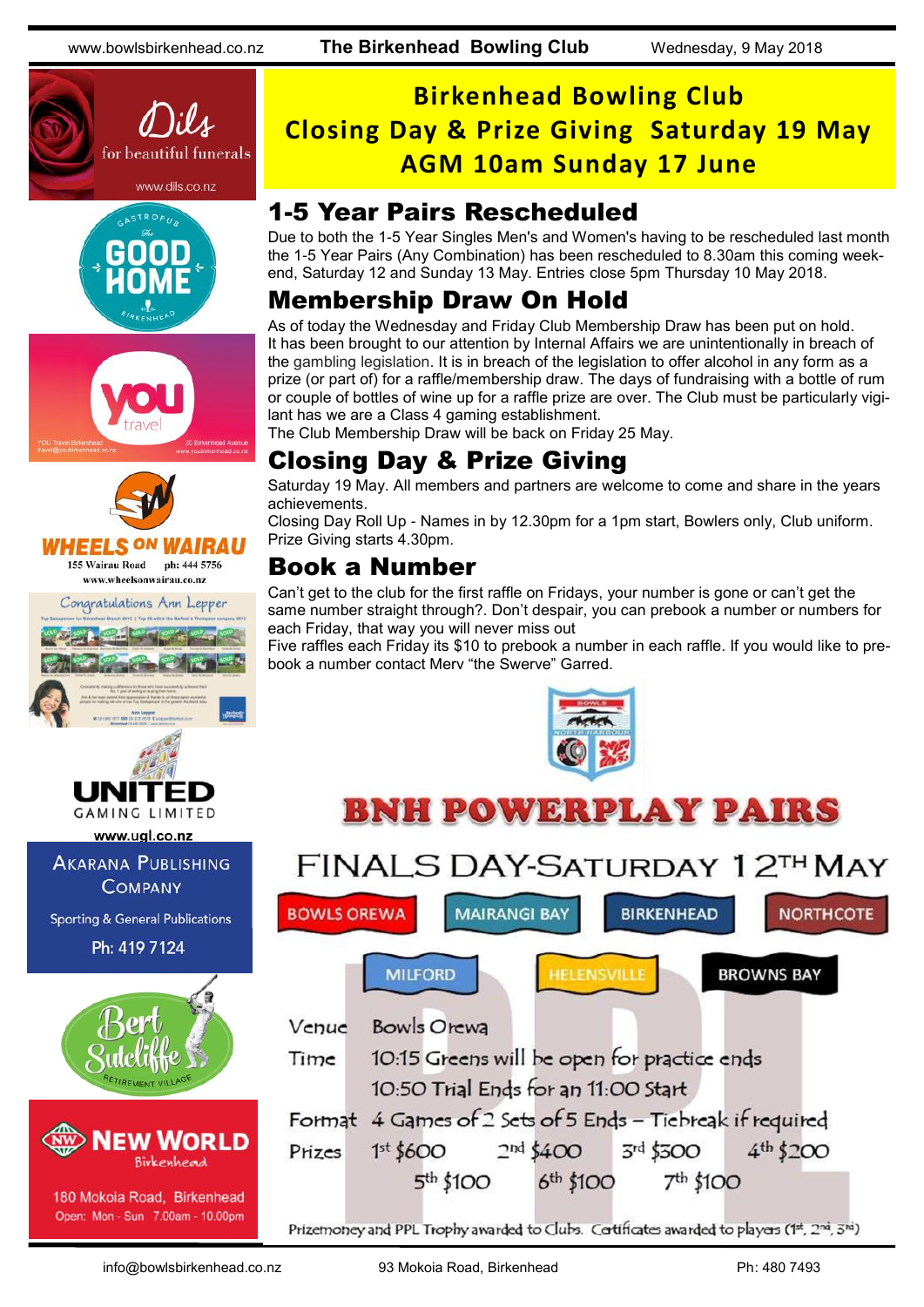# Birkenhead Bowling Club
# Closing Day & Prize Giving Saturday 19 May
# AGM 10am Sunday 17 June

## 1-5 Year Pairs Rescheduled

Due to both the 1-5 Year Singles Men's and Women's having to be rescheduled last month the 1-5 Year Pairs (Any Combination) has been rescheduled to 8.30am this coming weekend, Saturday 12 and Sunday 13 May. Entries close 5pm Thursday 10 May 2018.

## Membership Draw On Hold

As of today the Wednesday and Friday Club Membership Draw has been put on hold. It has been brought to our attention by Internal Affairs we are unintentionally in breach of the gambling legislation. It is in breach of the legislation to offer alcohol in any form as a prize (or part of) for a raffle/membership draw. The days of fundraising with a bottle of rum or couple of bottles of wine up for a raffle prize are over. The Club must be particularly vigilant has we are a Class 4 gaming establishment.

The Club Membership Draw will be back on Friday 25 May.

## Closing Day & Prize Giving

Saturday 19 May. All members and partners are welcome to come and share in the years achievements.

Closing Day Roll Up - Names in by 12.30pm for a 1pm start, Bowlers only, Club uniform. Prize Giving starts 4.30pm.

## Book a Number

Can't get to the club for the first raffle on Fridays, your number is gone or can't get the same number straight through?. Don't despair, you can prebook a number or numbers for each Friday, that way you will never miss out

Five raffles each Friday its $10 to prebook a number in each raffle. If you would like to prebook a number contact Merv "the Swerve" Garred.

# BNH POWERPLAY PAIRS

## FINALS DAY-SATURDAY 12TH MAY

BOWLS OREWA | MAIRANGI BAY | BIRKENHEAD | NORTHCOTE | MILFORD | HELENSVILLE | BROWNS BAY

**Venue** Bowls Orewa

**Time** 10:15 Greens will be open for practice ends
10:50 Trial Ends for an 11:00 Start

**Format** 4 Games of 2 Sets of 5 Ends – Tiebreak if required

**Prizes** 1st $600 2nd $400 3rd $300 4th $200 5th $100 6th $100 7th $100

Prizemoney and PPL Trophy awarded to Clubs. Certificates awarded to players (1st, 2nd, 3rd)

---

Dils for beautiful funerals — www.dils.co.nz

Gastropub The Good Home Birkenhead

YOU travel — YOU Travel Birkenhead, travel@youbirkenhead.co.nz, 20 Birkenhead Avenue, www.youbirkenhead.co.nz

WHEELS ON WAIRAU — 155 Wairau Road ph: 444 5756 www.wheelsonwairau.co.nz

Congratulations Ann Lepper

UNITED GAMING LIMITED — www.ugl.co.nz

AKARANA PUBLISHING COMPANY — Sporting & General Publications — Ph: 419 7124

Bert Sutcliffe Retirement Village

NEW WORLD Birkenhead — 180 Mokoia Road, Birkenhead — Open: Mon - Sun 7.00am - 10.00pm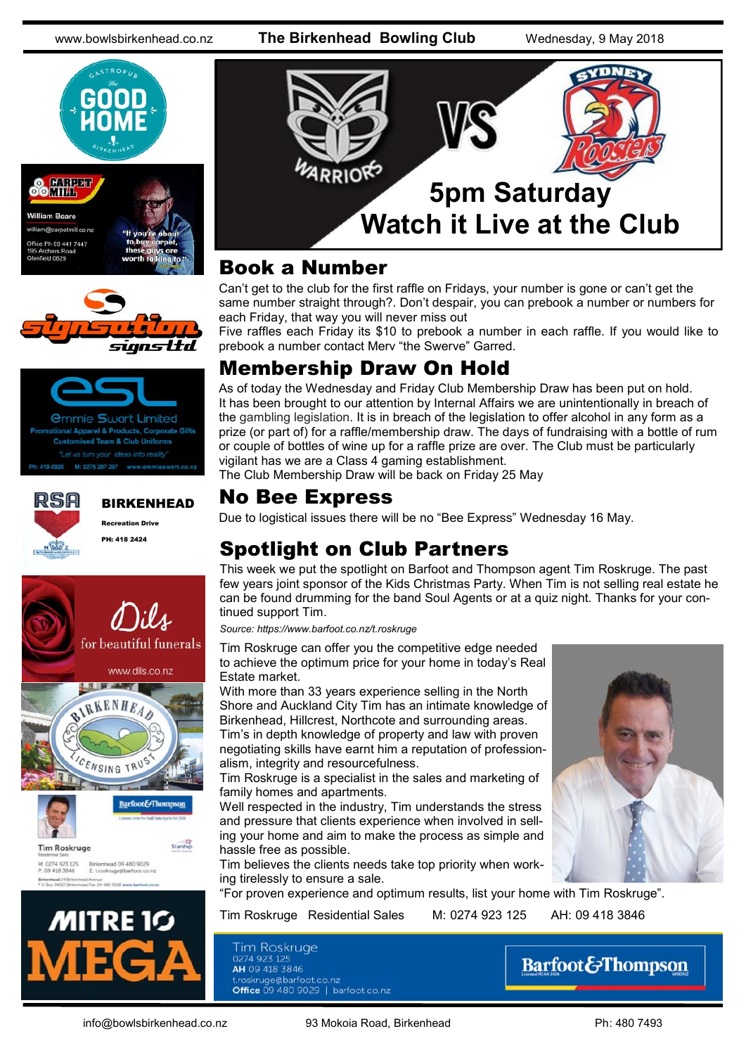Warriors VS Sydney Roosters

5pm Saturday

Watch it Live at the Club

## Book a Number

Can't get to the club for the first raffle on Fridays, your number is gone or can't get the same number straight through?. Don't despair, you can prebook a number or numbers for each Friday, that way you will never miss out

Five raffles each Friday its $10 to prebook a number in each raffle. If you would like to prebook a number contact Merv "the Swerve" Garred.

## Membership Draw On Hold

As of today the Wednesday and Friday Club Membership Draw has been put on hold. It has been brought to our attention by Internal Affairs we are unintentionally in breach of the gambling legislation. It is in breach of the legislation to offer alcohol in any form as a prize (or part of) for a raffle/membership draw. The days of fundraising with a bottle of rum or couple of bottles of wine up for a raffle prize are over. The Club must be particularly vigilant has we are a Class 4 gaming establishment.

The Club Membership Draw will be back on Friday 25 May

## No Bee Express

Due to logistical issues there will be no "Bee Express" Wednesday 16 May.

## Spotlight on Club Partners

This week we put the spotlight on Barfoot and Thompson agent Tim Roskruge. The past few years joint sponsor of the Kids Christmas Party. When Tim is not selling real estate he can be found drumming for the band Soul Agents or at a quiz night. Thanks for your continued support Tim.

*Source: https://www.barfoot.co.nz/t.roskruge*

Tim Roskruge can offer you the competitive edge needed to achieve the optimum price for your home in today's Real Estate market.

With more than 33 years experience selling in the North Shore and Auckland City Tim has an intimate knowledge of Birkenhead, Hillcrest, Northcote and surrounding areas.

Tim's in depth knowledge of property and law with proven negotiating skills have earnt him a reputation of professionalism, integrity and resourcefulness.

Tim Roskruge is a specialist in the sales and marketing of family homes and apartments.

Well respected in the industry, Tim understands the stress and pressure that clients experience when involved in selling your home and aim to make the process as simple and hassle free as possible.

Tim believes the clients needs take top priority when working tirelessly to ensure a sale.

"For proven experience and optimum results, list your home with Tim Roskruge".

Tim Roskruge Residential Sales M: 0274 923 125 AH: 09 418 3846

Tim Roskruge
0274 923 125
AH 09 418 3846
t.roskruge@barfoot.co.nz
Office 09 480 9029 | barfoot.co.nz

Barfoot&Thompson

---

The Good Home Gastropub Birkenhead

Carpet Mill — William Beare — william@carpetmill.co.nz — Office Ph 09 441 7447 — 195 Archers Road, Glenfield 0629 — "If you're about to buy carpet, these guys are worth talking to."

Signsation Signs Ltd

ESL — Emmie Swart Limited — Promotional Apparel & Products, Corporate Gifts, Customised Team & Club Uniforms — "Let us turn your ideas into reality" — Ph: 419-0926 — M: 0275 297-297 — www.emmieswart.co.nz

RSA BIRKENHEAD — Recreation Drive — PH: 418 2424

Dils for beautiful funerals — www.dils.co.nz

Birkenhead Licensing Trust

Barfoot&Thompson — Tim Roskruge, Residential Sales — M: 0274 923 125 — P: 09 418 3846 — Birkenhead 09 480 9029 — E: t.roskruge@barfoot.co.nz

MITRE 10 MEGA